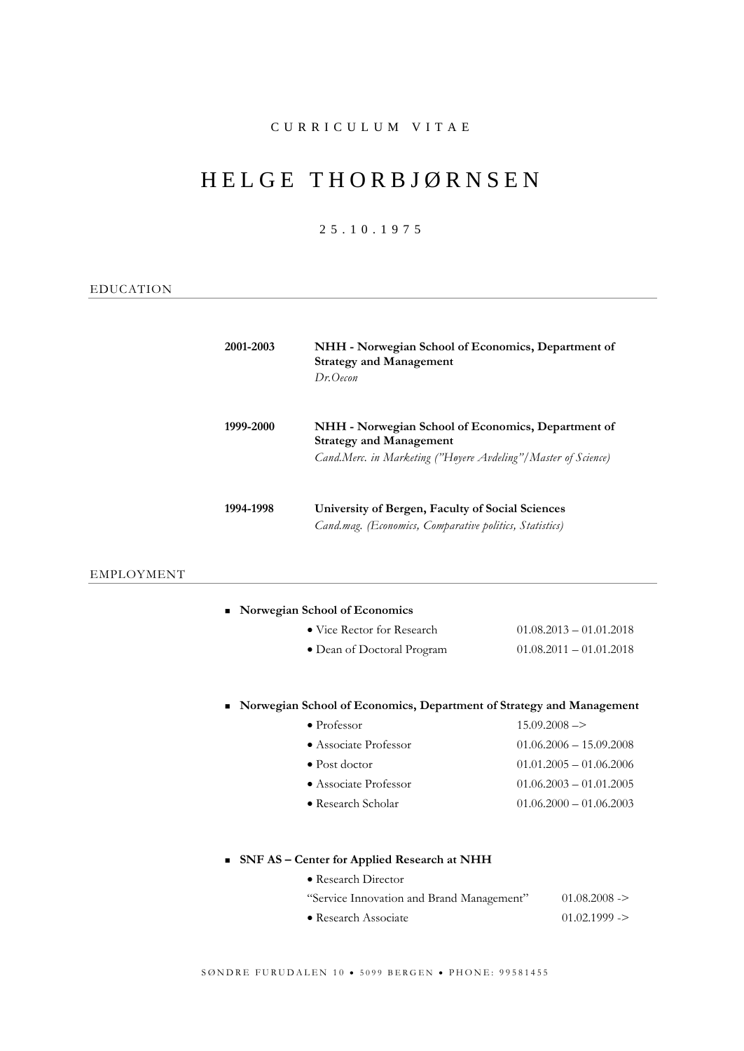CURRICULUM VITAE

# HELGE THORBJØRNSEN

25.10.1975

## EDUCATION

**2001-2003** **NHH - Norwegian School of Economics, Department of Strategy and Management**
*Dr.Oecon*

**1999-2000** **NHH - Norwegian School of Economics, Department of Strategy and Management**
*Cand.Merc. in Marketing ("Høyere Avdeling"/Master of Science)*

**1994-1998** **University of Bergen, Faculty of Social Sciences**
*Cand.mag. (Economics, Comparative politics, Statistics)*

## EMPLOYMENT

- **Norwegian School of Economics**
  - Vice Rector for Research 01.08.2013 – 01.01.2018
  - Dean of Doctoral Program 01.08.2011 – 01.01.2018

- **Norwegian School of Economics, Department of Strategy and Management**
  - Professor 15.09.2008 –>
  - Associate Professor 01.06.2006 – 15.09.2008
  - Post doctor 01.01.2005 – 01.06.2006
  - Associate Professor 01.06.2003 – 01.01.2005
  - Research Scholar 01.06.2000 – 01.06.2003

- **SNF AS – Center for Applied Research at NHH**
  - Research Director
    "Service Innovation and Brand Management" 01.08.2008 ->
  - Research Associate 01.02.1999 ->

SØNDRE FURUDALEN 10 • 5099 BERGEN • PHONE: 99581455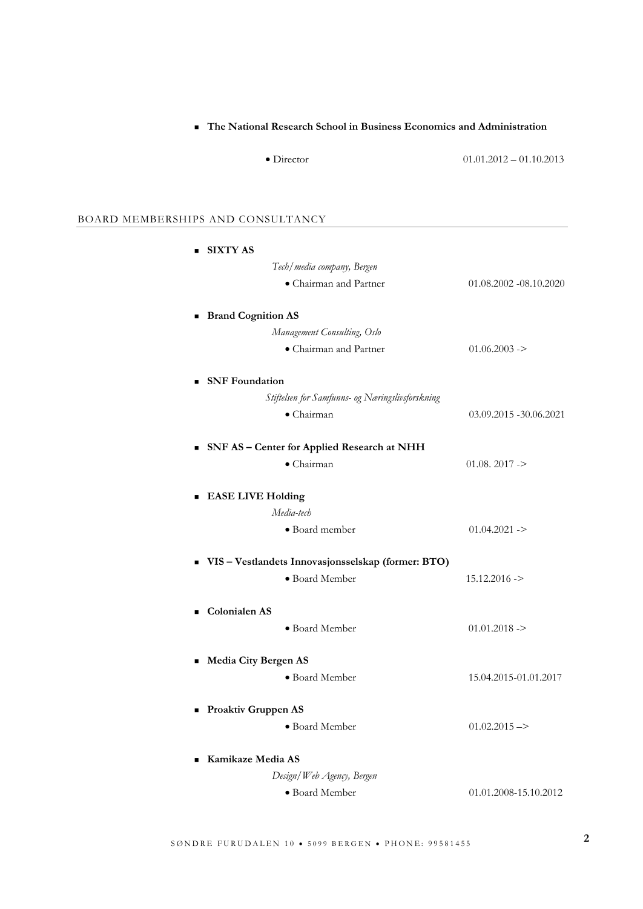- **The National Research School in Business Economics and Administration**
  - Director 01.01.2012 – 01.10.2013

## BOARD MEMBERSHIPS AND CONSULTANCY

- **SIXTY AS**
  *Tech/media company, Bergen*
  - Chairman and Partner 01.08.2002 -08.10.2020

- **Brand Cognition AS**
  *Management Consulting, Oslo*
  - Chairman and Partner 01.06.2003 ->

- **SNF Foundation**
  *Stiftelsen for Samfunns- og Næringslivsforskning*
  - Chairman 03.09.2015 -30.06.2021

- **SNF AS – Center for Applied Research at NHH**
  - Chairman 01.08. 2017 ->

- **EASE LIVE Holding**
  *Media-tech*
  - Board member 01.04.2021 ->

- **VIS – Vestlandets Innovasjonsselskap (former: BTO)**
  - Board Member 15.12.2016 ->

- **Colonialen AS**
  - Board Member 01.01.2018 ->

- **Media City Bergen AS**
  - Board Member 15.04.2015-01.01.2017

- **Proaktiv Gruppen AS**
  - Board Member 01.02.2015 –>

- **Kamikaze Media AS**
  *Design/Web Agency, Bergen*
  - Board Member 01.01.2008-15.10.2012

SØNDRE FURUDALEN 10 • 5099 BERGEN • PHONE: 99581455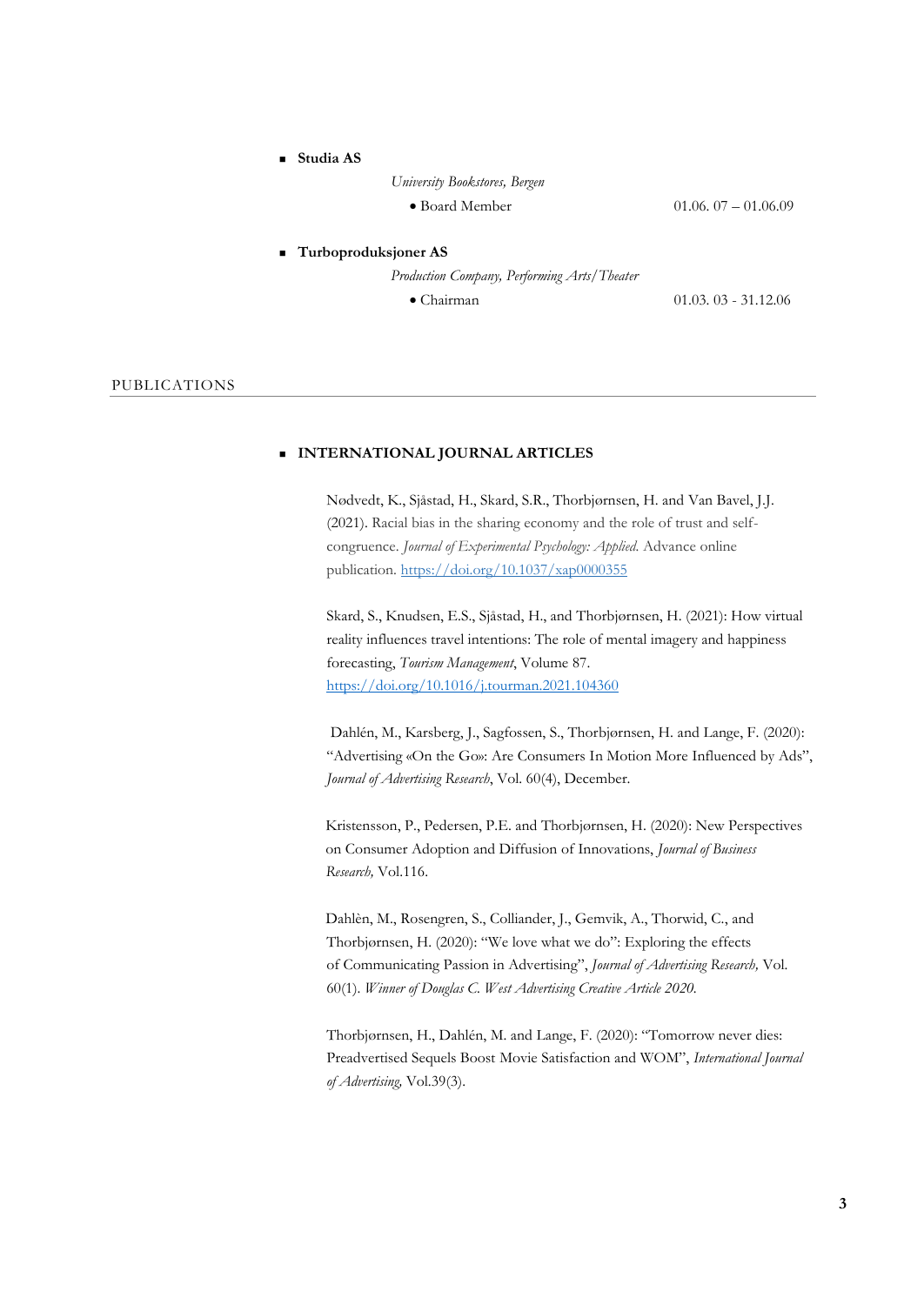- **Studia AS**

  *University Bookstores, Bergen*

  - Board Member 01.06. 07 – 01.06.09

- **Turboproduksjoner AS**

  *Production Company, Performing Arts/Theater*

  - Chairman 01.03. 03 - 31.12.06

## PUBLICATIONS

- **INTERNATIONAL JOURNAL ARTICLES**

Nødvedt, K., Sjåstad, H., Skard, S.R., Thorbjørnsen, H. and Van Bavel, J.J. (2021). Racial bias in the sharing economy and the role of trust and self-congruence. *Journal of Experimental Psychology: Applied.* Advance online publication. https://doi.org/10.1037/xap0000355

Skard, S., Knudsen, E.S., Sjåstad, H., and Thorbjørnsen, H. (2021): How virtual reality influences travel intentions: The role of mental imagery and happiness forecasting, *Tourism Management*, Volume 87. https://doi.org/10.1016/j.tourman.2021.104360

Dahlén, M., Karsberg, J., Sagfossen, S., Thorbjørnsen, H. and Lange, F. (2020): "Advertising «On the Go»: Are Consumers In Motion More Influenced by Ads", *Journal of Advertising Research*, Vol. 60(4), December.

Kristensson, P., Pedersen, P.E. and Thorbjørnsen, H. (2020): New Perspectives on Consumer Adoption and Diffusion of Innovations, *Journal of Business Research,* Vol.116.

Dahlèn, M., Rosengren, S., Colliander, J., Gemvik, A., Thorwid, C., and Thorbjørnsen, H. (2020): "We love what we do": Exploring the effects of Communicating Passion in Advertising", *Journal of Advertising Research,* Vol. 60(1). *Winner of Douglas C. West Advertising Creative Article 2020.*

Thorbjørnsen, H., Dahlén, M. and Lange, F. (2020): "Tomorrow never dies: Preadvertised Sequels Boost Movie Satisfaction and WOM", *International Journal of Advertising,* Vol.39(3).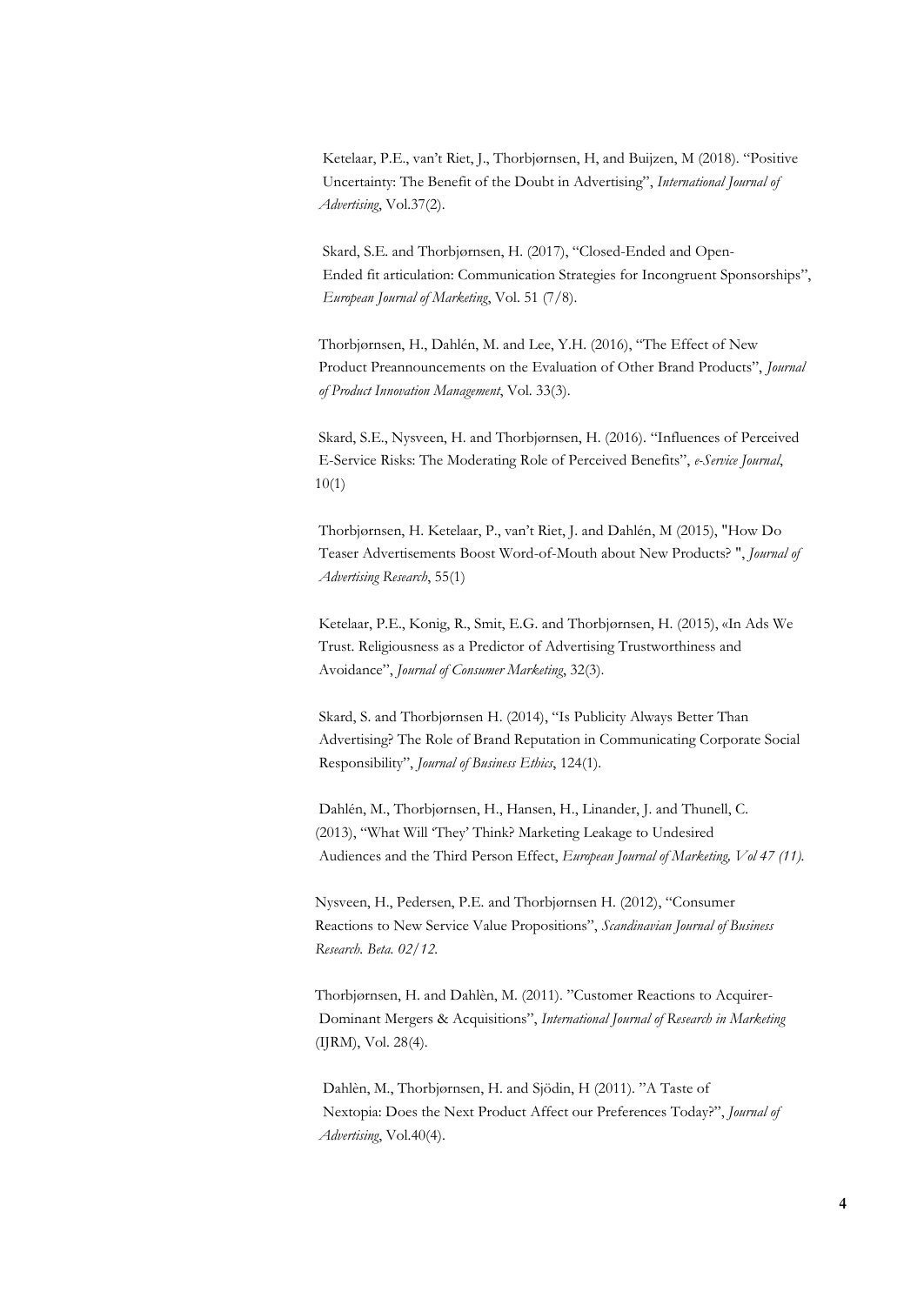Ketelaar, P.E., van't Riet, J., Thorbjørnsen, H, and Buijzen, M (2018). "Positive Uncertainty: The Benefit of the Doubt in Advertising", *International Journal of Advertising*, Vol.37(2).

Skard, S.E. and Thorbjørnsen, H. (2017), "Closed-Ended and Open-Ended fit articulation: Communication Strategies for Incongruent Sponsorships", *European Journal of Marketing*, Vol. 51 (7/8).

Thorbjørnsen, H., Dahlén, M. and Lee, Y.H. (2016), "The Effect of New Product Preannouncements on the Evaluation of Other Brand Products", *Journal of Product Innovation Management*, Vol. 33(3).

Skard, S.E., Nysveen, H. and Thorbjørnsen, H. (2016). "Influences of Perceived E-Service Risks: The Moderating Role of Perceived Benefits", *e-Service Journal*, 10(1)

Thorbjørnsen, H. Ketelaar, P., van't Riet, J. and Dahlén, M (2015), "How Do Teaser Advertisements Boost Word-of-Mouth about New Products? ", *Journal of Advertising Research*, 55(1)

Ketelaar, P.E., Konig, R., Smit, E.G. and Thorbjørnsen, H. (2015), «In Ads We Trust. Religiousness as a Predictor of Advertising Trustworthiness and Avoidance", *Journal of Consumer Marketing*, 32(3).

Skard, S. and Thorbjørnsen H. (2014), "Is Publicity Always Better Than Advertising? The Role of Brand Reputation in Communicating Corporate Social Responsibility", *Journal of Business Ethics*, 124(1).

Dahlén, M., Thorbjørnsen, H., Hansen, H., Linander, J. and Thunell, C. (2013), "What Will 'They' Think? Marketing Leakage to Undesired Audiences and the Third Person Effect, *European Journal of Marketing, Vol 47 (11).*

Nysveen, H., Pedersen, P.E. and Thorbjørnsen H. (2012), "Consumer Reactions to New Service Value Propositions", *Scandinavian Journal of Business Research. Beta. 02/12.*

Thorbjørnsen, H. and Dahlèn, M. (2011). "Customer Reactions to Acquirer-Dominant Mergers & Acquisitions", *International Journal of Research in Marketing* (IJRM), Vol. 28(4).

Dahlèn, M., Thorbjørnsen, H. and Sjödin, H (2011). "A Taste of Nextopia: Does the Next Product Affect our Preferences Today?", *Journal of Advertising*, Vol.40(4).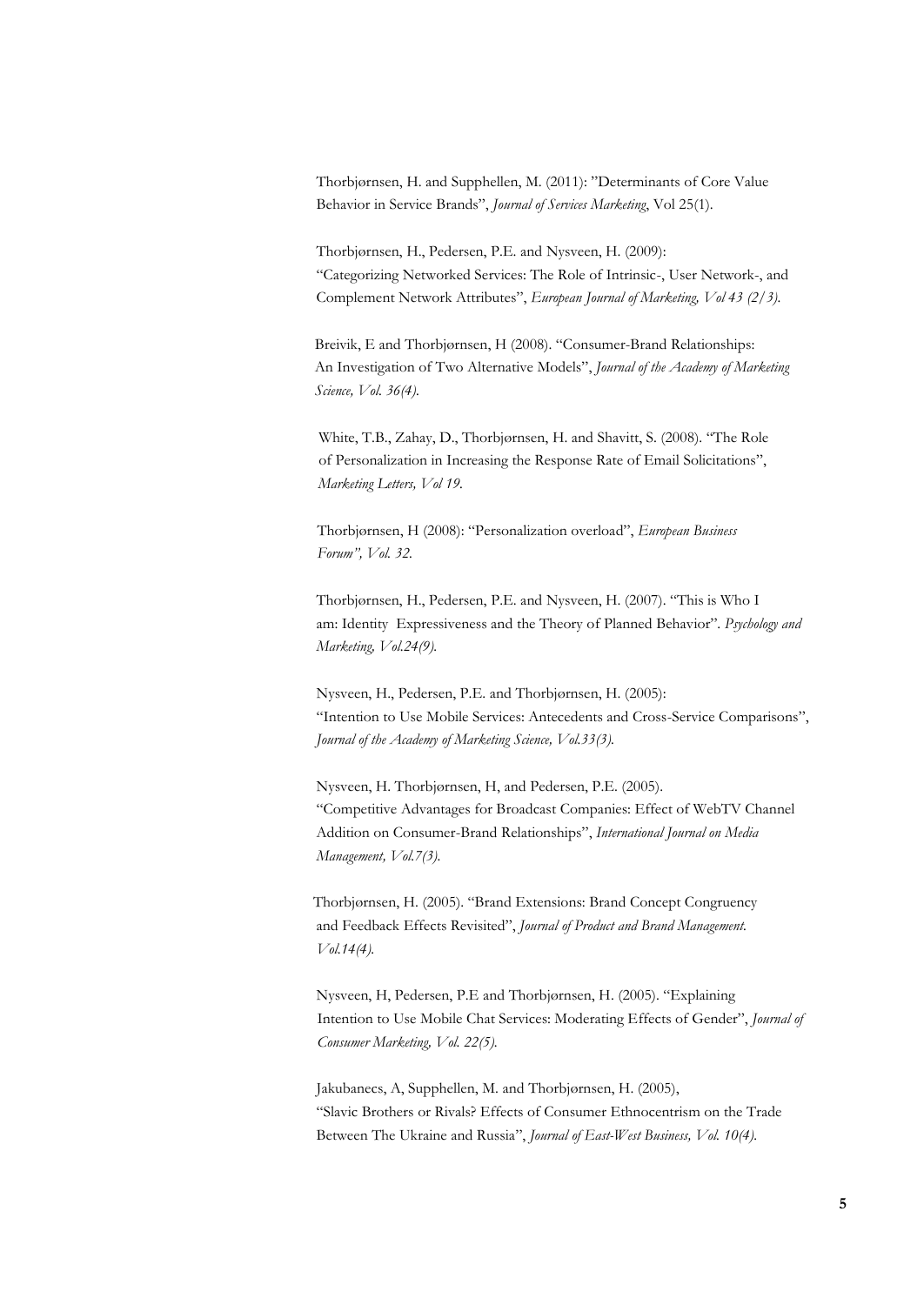Thorbjørnsen, H. and Supphellen, M. (2011): "Determinants of Core Value Behavior in Service Brands", *Journal of Services Marketing*, Vol 25(1).

Thorbjørnsen, H., Pedersen, P.E. and Nysveen, H. (2009): "Categorizing Networked Services: The Role of Intrinsic-, User Network-, and Complement Network Attributes", *European Journal of Marketing, Vol 43 (2/3).*

Breivik, E and Thorbjørnsen, H (2008). "Consumer-Brand Relationships: An Investigation of Two Alternative Models", *Journal of the Academy of Marketing Science, Vol. 36(4).*

White, T.B., Zahay, D., Thorbjørnsen, H. and Shavitt, S. (2008). "The Role of Personalization in Increasing the Response Rate of Email Solicitations", *Marketing Letters, Vol 19.*

Thorbjørnsen, H (2008): "Personalization overload", *European Business Forum", Vol. 32.*

Thorbjørnsen, H., Pedersen, P.E. and Nysveen, H. (2007). "This is Who I am: Identity Expressiveness and the Theory of Planned Behavior". *Psychology and Marketing, Vol.24(9).*

Nysveen, H., Pedersen, P.E. and Thorbjørnsen, H. (2005): "Intention to Use Mobile Services: Antecedents and Cross-Service Comparisons", *Journal of the Academy of Marketing Science, Vol.33(3).*

Nysveen, H. Thorbjørnsen, H, and Pedersen, P.E. (2005). "Competitive Advantages for Broadcast Companies: Effect of WebTV Channel Addition on Consumer-Brand Relationships", *International Journal on Media Management, Vol.7(3).*

Thorbjørnsen, H. (2005). "Brand Extensions: Brand Concept Congruency and Feedback Effects Revisited", *Journal of Product and Brand Management. Vol.14(4).*

Nysveen, H, Pedersen, P.E and Thorbjørnsen, H. (2005). "Explaining Intention to Use Mobile Chat Services: Moderating Effects of Gender", *Journal of Consumer Marketing, Vol. 22(5).*

Jakubanecs, A, Supphellen, M. and Thorbjørnsen, H. (2005), "Slavic Brothers or Rivals? Effects of Consumer Ethnocentrism on the Trade Between The Ukraine and Russia", *Journal of East-West Business, Vol. 10(4).*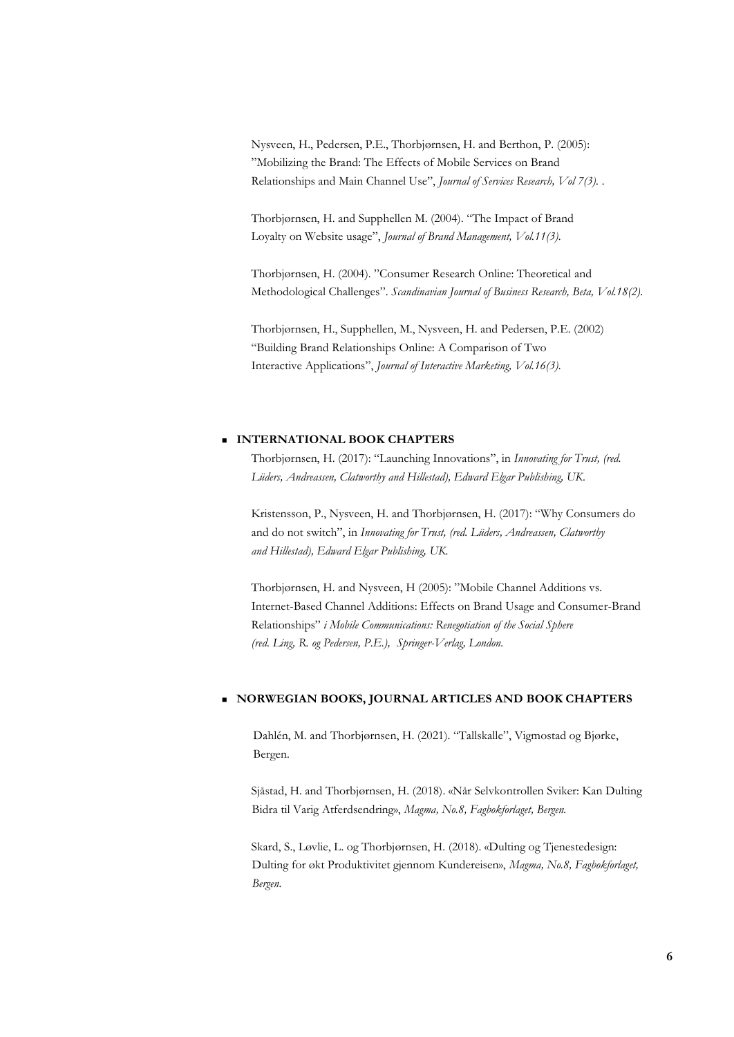Nysveen, H., Pedersen, P.E., Thorbjørnsen, H. and Berthon, P. (2005): "Mobilizing the Brand: The Effects of Mobile Services on Brand Relationships and Main Channel Use", *Journal of Services Research, Vol 7(3).* .

Thorbjørnsen, H. and Supphellen M. (2004). "The Impact of Brand Loyalty on Website usage", *Journal of Brand Management, Vol.11(3).*

Thorbjørnsen, H. (2004). "Consumer Research Online: Theoretical and Methodological Challenges". *Scandinavian Journal of Business Research, Beta, Vol.18(2).*

Thorbjørnsen, H., Supphellen, M., Nysveen, H. and Pedersen, P.E. (2002) "Building Brand Relationships Online: A Comparison of Two Interactive Applications", *Journal of Interactive Marketing, Vol.16(3).*

- **INTERNATIONAL BOOK CHAPTERS**

Thorbjørnsen, H. (2017): "Launching Innovations", in *Innovating for Trust, (red. Lüders, Andreassen, Clatworthy and Hillestad), Edward Elgar Publishing, UK.*

Kristensson, P., Nysveen, H. and Thorbjørnsen, H. (2017): "Why Consumers do and do not switch", in *Innovating for Trust, (red. Lüders, Andreassen, Clatworthy and Hillestad), Edward Elgar Publishing, UK.*

Thorbjørnsen, H. and Nysveen, H (2005): "Mobile Channel Additions vs. Internet-Based Channel Additions: Effects on Brand Usage and Consumer-Brand Relationships" *i Mobile Communications: Renegotiation of the Social Sphere (red. Ling, R. og Pedersen, P.E.), Springer-Verlag, London.*

- **NORWEGIAN BOOKS, JOURNAL ARTICLES AND BOOK CHAPTERS**

Dahlén, M. and Thorbjørnsen, H. (2021). "Tallskalle", Vigmostad og Bjørke, Bergen.

Sjåstad, H. and Thorbjørnsen, H. (2018). «Når Selvkontrollen Sviker: Kan Dulting Bidra til Varig Atferdsendring», *Magma, No.8, Fagbokforlaget, Bergen.*

Skard, S., Løvlie, L. og Thorbjørnsen, H. (2018). «Dulting og Tjenestedesign: Dulting for økt Produktivitet gjennom Kundereisen», *Magma, No.8, Fagbokforlaget, Bergen.*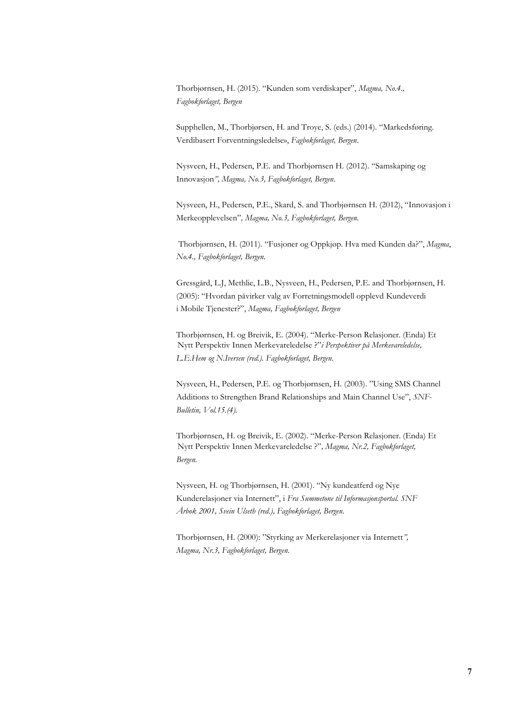Thorbjørnsen, H. (2015). "Kunden som verdiskaper", *Magma, No.4., Fagbokforlaget, Bergen*

Supphellen, M., Thorbjørsen, H. and Troye, S. (eds.) (2014). "Markedsføring. Verdibasert Forventningsledelse», *Fagbokforlaget, Bergen*.

Nysveen, H., Pedersen, P.E. and Thorbjørnsen H. (2012). "Samskaping og Innovasjon*", Magma, No.3, Fagbokforlaget, Bergen*.

Nysveen, H., Pedersen, P.E., Skard, S. and Thorbjørnsen H. (2012), "Innovasjon i Merkeopplevelsen"*, Magma, No.3, Fagbokforlaget, Bergen*.

Thorbjørnsen, H. (2011). "Fusjoner og Oppkjøp. Hva med Kunden da?", *Magma*, *No.4., Fagbokforlaget, Bergen.*

Gressgård, L.J, Methlie, L.B., Nysveen, H., Pedersen, P.E. and Thorbjørnsen, H. (2005): "Hvordan påvirker valg av Forretningsmodell opplevd Kundeverdi i Mobile Tjenester?", *Magma, Fagbokforlaget, Bergen*

Thorbjørnsen, H. og Breivik, E. (2004). "Merke-Person Relasjoner. (Enda) Et Nytt Perspektiv Innen Merkevareledelse ?"*i Perspektiver på Merkevareledelse, L.E.Hem og N.Iversen (red.). Fagbokforlaget, Bergen.*

Nysveen, H., Pedersen, P.E. og Thorbjørnsen, H. (2003). "Using SMS Channel Additions to Strengthen Brand Relationships and Main Channel Use", *SNF-Bulletin, Vol.15.(4).*

Thorbjørnsen, H. og Breivik, E. (2002). "Merke-Person Relasjoner. (Enda) Et Nytt Perspektiv Innen Merkevareledelse ?"*, Magma, Nr.2, Fagbokforlaget, Bergen.*

Nysveen, H. og Thorbjørnsen, H. (2001). "Ny kundeatferd og Nye Kunderelasjoner via Internett", i *Fra Summetone til Informasjonsportal. SNF Årbok 2001, Svein Ulseth (red.), Fagbokforlaget, Bergen.*

Thorbjørnsen, H. (2000): "Styrking av Merkerelasjoner via Internett*", Magma, Nr.3, Fagbokforlaget, Bergen.*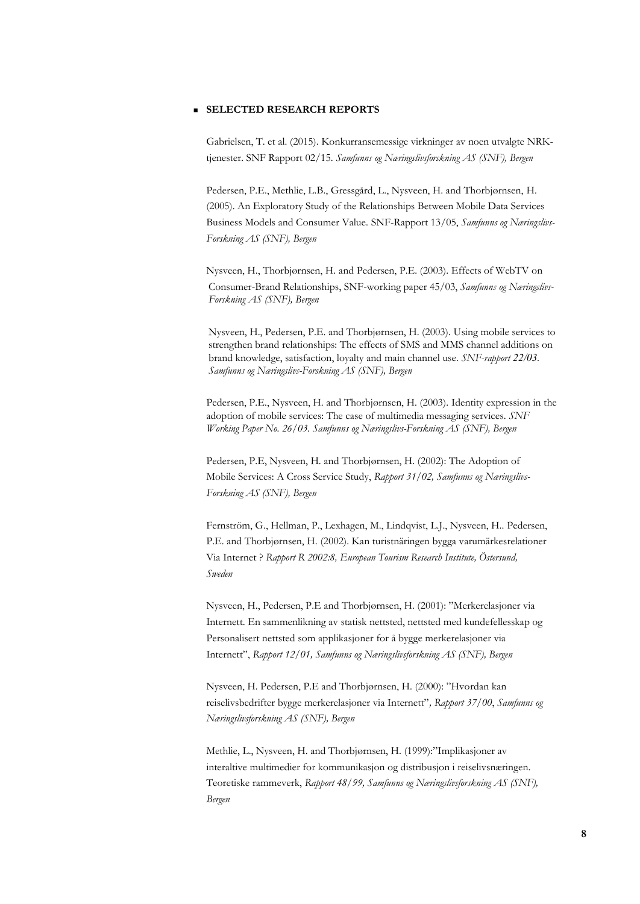- **SELECTED RESEARCH REPORTS**

Gabrielsen, T. et al. (2015). Konkurransemessige virkninger av noen utvalgte NRK-tjenester. SNF Rapport 02/15. *Samfunns og Næringslivsforskning AS (SNF), Bergen*

Pedersen, P.E., Methlie, L.B., Gressgård, L., Nysveen, H. and Thorbjørnsen, H. (2005). An Exploratory Study of the Relationships Between Mobile Data Services Business Models and Consumer Value. SNF-Rapport 13/05, *Samfunns og Næringslivs-Forskning AS (SNF), Bergen*

Nysveen, H., Thorbjørnsen, H. and Pedersen, P.E. (2003). Effects of WebTV on Consumer-Brand Relationships, SNF-working paper 45/03, *Samfunns og Næringslivs-Forskning AS (SNF), Bergen*

Nysveen, H., Pedersen, P.E. and Thorbjørnsen, H. (2003). Using mobile services to strengthen brand relationships: The effects of SMS and MMS channel additions on brand knowledge, satisfaction, loyalty and main channel use. *SNF-rapport 22/03. Samfunns og Næringslivs-Forskning AS (SNF), Bergen*

Pedersen, P.E., Nysveen, H. and Thorbjørnsen, H. (2003). Identity expression in the adoption of mobile services: The case of multimedia messaging services. *SNF Working Paper No. 26/03. Samfunns og Næringslivs-Forskning AS (SNF), Bergen*

Pedersen, P.E, Nysveen, H. and Thorbjørnsen, H. (2002): The Adoption of Mobile Services: A Cross Service Study, *Rapport 31/02, Samfunns og Næringslivs-Forskning AS (SNF), Bergen*

Fernström, G., Hellman, P., Lexhagen, M., Lindqvist, L.J., Nysveen, H.. Pedersen, P.E. and Thorbjørnsen, H. (2002). Kan turistnäringen bygga varumärkesrelationer Via Internet ? *Rapport R 2002:8, European Tourism Research Institute, Östersund, Sweden*

Nysveen, H., Pedersen, P.E and Thorbjørnsen, H. (2001): "Merkerelasjoner via Internett. En sammenlikning av statisk nettsted, nettsted med kundefellesskap og Personalisert nettsted som applikasjoner for å bygge merkerelasjoner via Internett", *Rapport 12/01, Samfunns og Næringslivsforskning AS (SNF), Bergen*

Nysveen, H. Pedersen, P.E and Thorbjørnsen, H. (2000): "Hvordan kan reiselivsbedrifter bygge merkerelasjoner via Internett"*, Rapport 37/00*, *Samfunns og Næringslivsforskning AS (SNF), Bergen*

Methlie, L., Nysveen, H. and Thorbjørnsen, H. (1999):"Implikasjoner av interaltive multimedier for kommunikasjon og distribusjon i reiselivsnæringen. Teoretiske rammeverk, *Rapport 48/99, Samfunns og Næringslivsforskning AS (SNF), Bergen*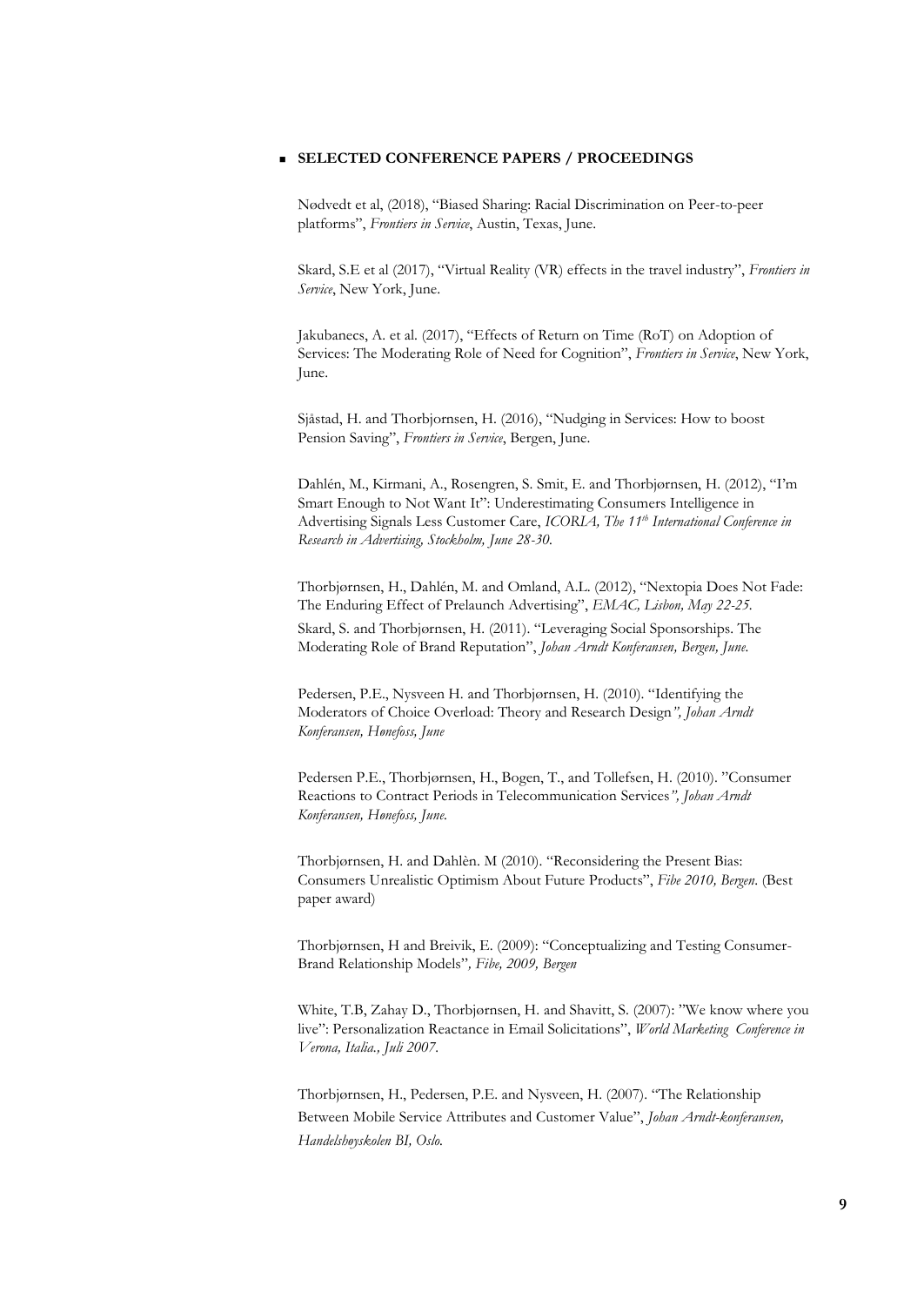- **SELECTED CONFERENCE PAPERS / PROCEEDINGS**

Nødvedt et al, (2018), "Biased Sharing: Racial Discrimination on Peer-to-peer platforms", *Frontiers in Service*, Austin, Texas, June.

Skard, S.E et al (2017), "Virtual Reality (VR) effects in the travel industry", *Frontiers in Service*, New York, June.

Jakubanecs, A. et al. (2017), "Effects of Return on Time (RoT) on Adoption of Services: The Moderating Role of Need for Cognition", *Frontiers in Service*, New York, June.

Sjåstad, H. and Thorbjornsen, H. (2016), "Nudging in Services: How to boost Pension Saving", *Frontiers in Service*, Bergen, June.

Dahlén, M., Kirmani, A., Rosengren, S. Smit, E. and Thorbjørnsen, H. (2012), "I'm Smart Enough to Not Want It": Underestimating Consumers Intelligence in Advertising Signals Less Customer Care, *ICORIA, The 11th International Conference in Research in Advertising, Stockholm, June 28-30.*

Thorbjørnsen, H., Dahlén, M. and Omland, A.L. (2012), "Nextopia Does Not Fade: The Enduring Effect of Prelaunch Advertising", *EMAC, Lisbon, May 22-25.*

Skard, S. and Thorbjørnsen, H. (2011). "Leveraging Social Sponsorships. The Moderating Role of Brand Reputation", *Johan Arndt Konferansen, Bergen, June.*

Pedersen, P.E., Nysveen H. and Thorbjørnsen, H. (2010). "Identifying the Moderators of Choice Overload: Theory and Research Design*", Johan Arndt Konferansen, Hønefoss, June*

Pedersen P.E., Thorbjørnsen, H., Bogen, T., and Tollefsen, H. (2010). "Consumer Reactions to Contract Periods in Telecommunication Services*", Johan Arndt Konferansen, Hønefoss, June.*

Thorbjørnsen, H. and Dahlèn. M (2010). "Reconsidering the Present Bias: Consumers Unrealistic Optimism About Future Products", *Fibe 2010, Bergen*. (Best paper award)

Thorbjørnsen, H and Breivik, E. (2009): "Conceptualizing and Testing Consumer-Brand Relationship Models"*, Fibe, 2009, Bergen*

White, T.B, Zahay D., Thorbjørnsen, H. and Shavitt, S. (2007): "We know where you live": Personalization Reactance in Email Solicitations", *World Marketing Conference in Verona, Italia., Juli 2007.*

Thorbjørnsen, H., Pedersen, P.E. and Nysveen, H. (2007). "The Relationship Between Mobile Service Attributes and Customer Value", *Johan Arndt-konferansen, Handelshøyskolen BI, Oslo.*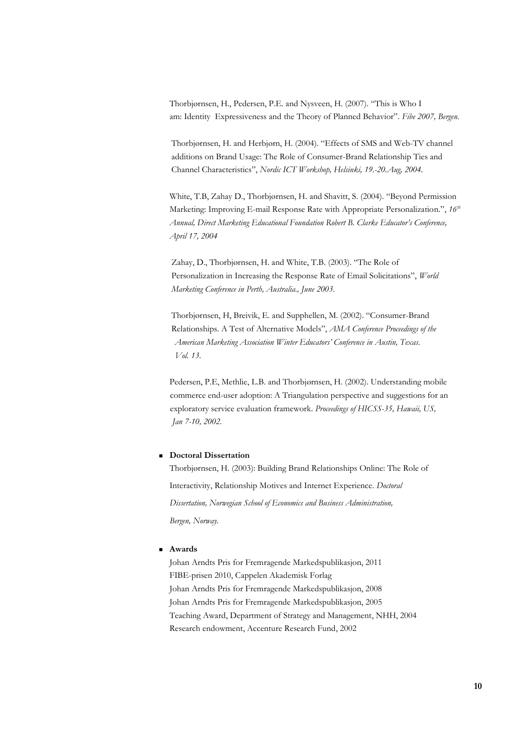Thorbjørnsen, H., Pedersen, P.E. and Nysveen, H. (2007). "This is Who I am: Identity Expressiveness and the Theory of Planned Behavior". *Fibe 2007, Bergen.*

Thorbjørnsen, H. and Herbjørn, H. (2004). "Effects of SMS and Web-TV channel additions on Brand Usage: The Role of Consumer-Brand Relationship Ties and Channel Characteristics", *Nordic ICT Workshop, Helsinki, 19.-20.Aug, 2004.*

White, T.B, Zahay D., Thorbjørnsen, H. and Shavitt, S. (2004). "Beyond Permission Marketing: Improving E-mail Response Rate with Appropriate Personalization.", *16th Annual, Direct Marketing Educational Foundation Robert B. Clarke Educator's Conference, April 17, 2004*

Zahay, D., Thorbjørnsen, H. and White, T.B. (2003). "The Role of Personalization in Increasing the Response Rate of Email Solicitations", *World Marketing Conference in Perth, Australia., June 2003.*

Thorbjørnsen, H, Breivik, E. and Supphellen, M. (2002). "Consumer-Brand Relationships. A Test of Alternative Models", *AMA Conference Proceedings of the American Marketing Association Winter Educators' Conference in Austin, Texas. Vol. 13.*

Pedersen, P.E, Methlie, L.B. and Thorbjørnsen, H. (2002). Understanding mobile commerce end-user adoption: A Triangulation perspective and suggestions for an exploratory service evaluation framework. *Proceedings of HICSS-35, Hawaii, US, Jan 7-10, 2002.*

- **Doctoral Dissertation**

  Thorbjørnsen, H. (2003): Building Brand Relationships Online: The Role of Interactivity, Relationship Motives and Internet Experience. *Doctoral Dissertation, Norwegian School of Economics and Business Administration, Bergen, Norway.*

- **Awards**

  Johan Arndts Pris for Fremragende Markedspublikasjon, 2011
  FIBE-prisen 2010, Cappelen Akademisk Forlag
  Johan Arndts Pris for Fremragende Markedspublikasjon, 2008
  Johan Arndts Pris for Fremragende Markedspublikasjon, 2005
  Teaching Award, Department of Strategy and Management, NHH, 2004
  Research endowment, Accenture Research Fund, 2002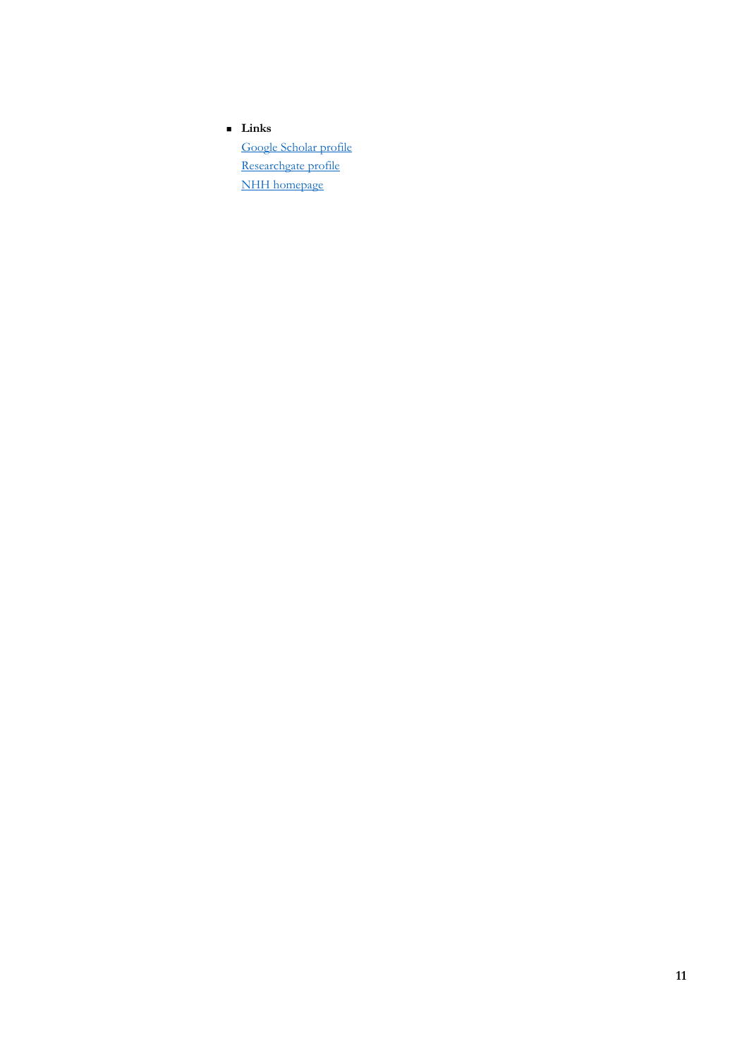- **Links**

  [Google Scholar profile]()
  [Researchgate profile]()
  [NHH homepage]()